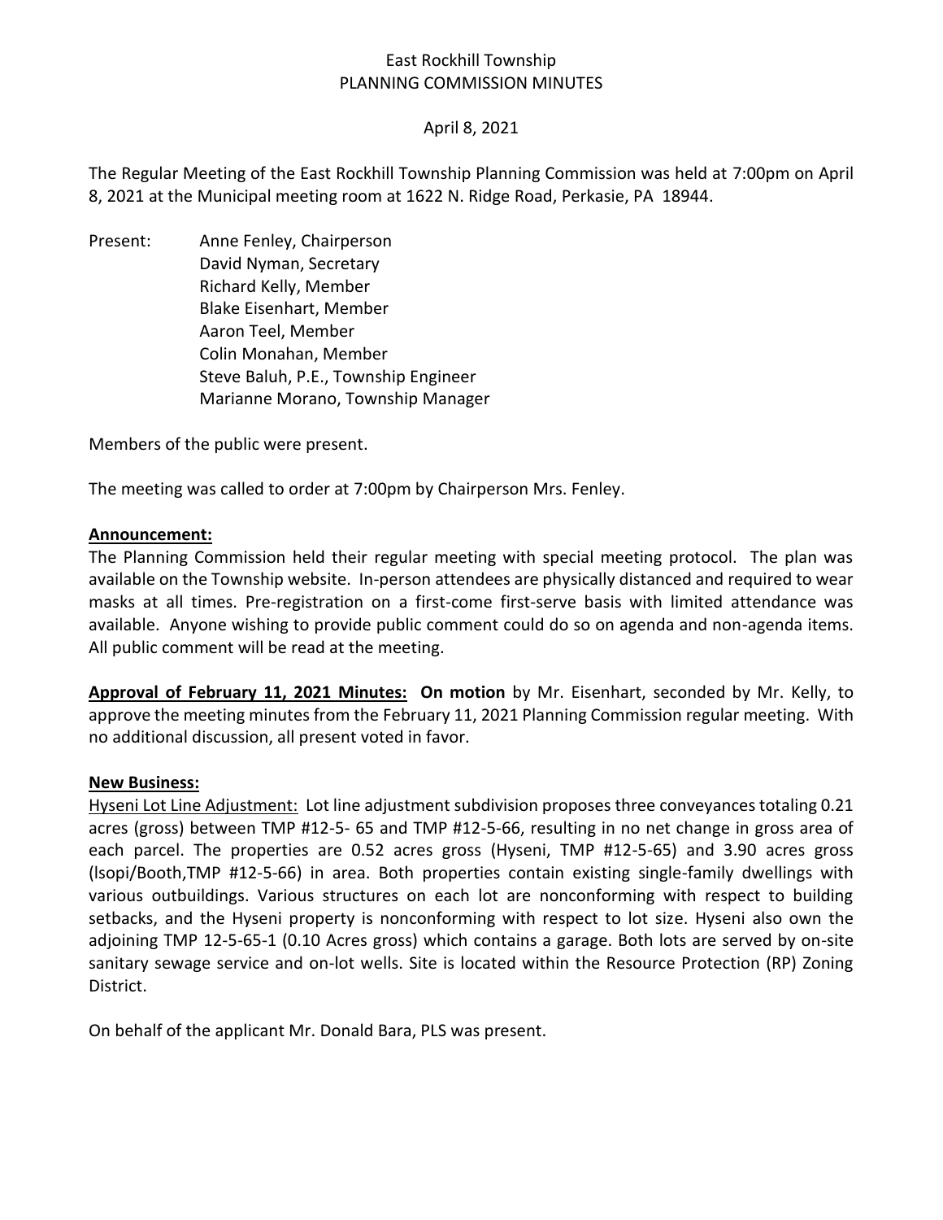East Rockhill Township
PLANNING COMMISSION MINUTES

April 8, 2021

The Regular Meeting of the East Rockhill Township Planning Commission was held at 7:00pm on April 8, 2021 at the Municipal meeting room at 1622 N. Ridge Road, Perkasie, PA 18944.

Present:
- Anne Fenley, Chairperson
- David Nyman, Secretary
- Richard Kelly, Member
- Blake Eisenhart, Member
- Aaron Teel, Member
- Colin Monahan, Member
- Steve Baluh, P.E., Township Engineer
- Marianne Morano, Township Manager

Members of the public were present.

The meeting was called to order at 7:00pm by Chairperson Mrs. Fenley.

**Announcement:**

The Planning Commission held their regular meeting with special meeting protocol. The plan was available on the Township website. In-person attendees are physically distanced and required to wear masks at all times. Pre-registration on a first-come first-serve basis with limited attendance was available. Anyone wishing to provide public comment could do so on agenda and non-agenda items. All public comment will be read at the meeting.

**Approval of February 11, 2021 Minutes: On motion** by Mr. Eisenhart, seconded by Mr. Kelly, to approve the meeting minutes from the February 11, 2021 Planning Commission regular meeting. With no additional discussion, all present voted in favor.

**New Business:**

Hyseni Lot Line Adjustment: Lot line adjustment subdivision proposes three conveyances totaling 0.21 acres (gross) between TMP #12-5- 65 and TMP #12-5-66, resulting in no net change in gross area of each parcel. The properties are 0.52 acres gross (Hyseni, TMP #12-5-65) and 3.90 acres gross (lsopi/Booth,TMP #12-5-66) in area. Both properties contain existing single-family dwellings with various outbuildings. Various structures on each lot are nonconforming with respect to building setbacks, and the Hyseni property is nonconforming with respect to lot size. Hyseni also own the adjoining TMP 12-5-65-1 (0.10 Acres gross) which contains a garage. Both lots are served by on-site sanitary sewage service and on-lot wells. Site is located within the Resource Protection (RP) Zoning District.

On behalf of the applicant Mr. Donald Bara, PLS was present.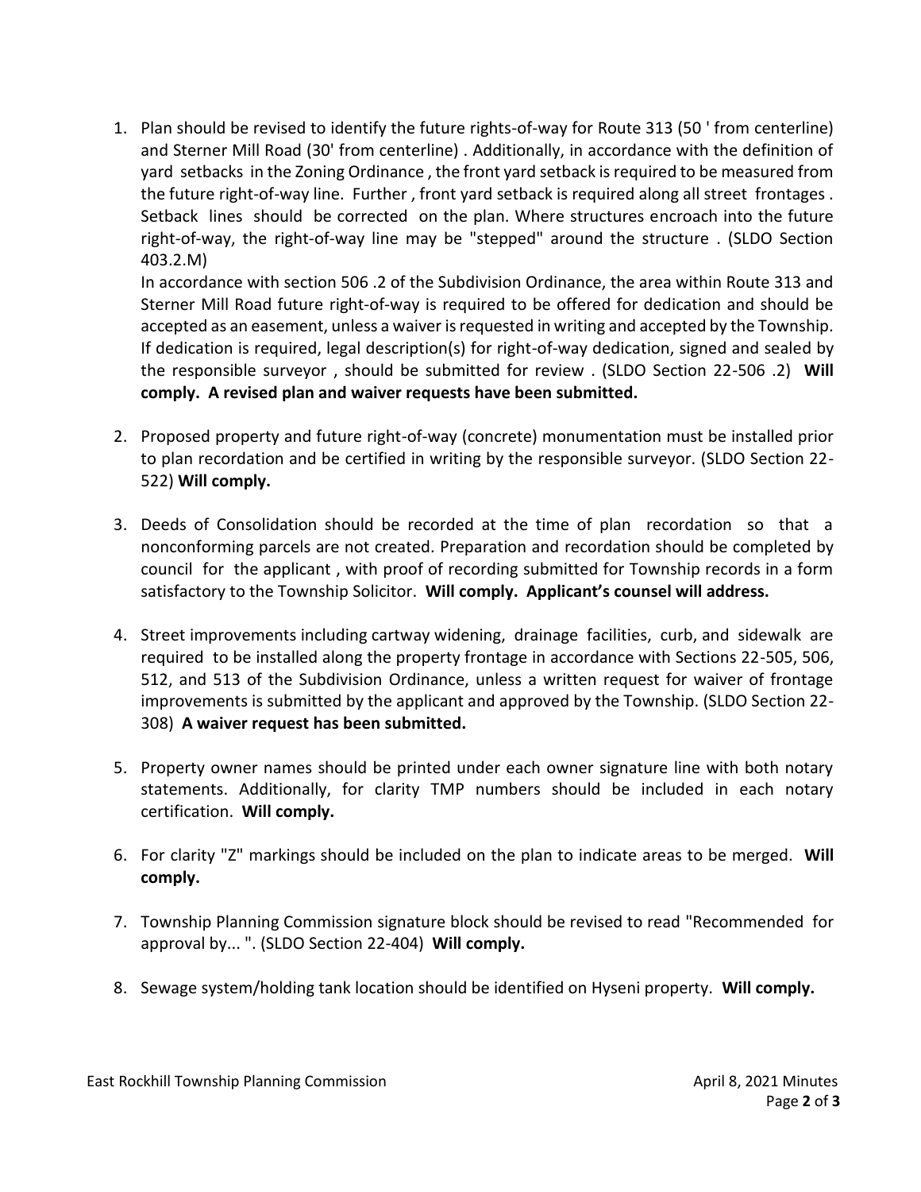1. Plan should be revised to identify the future rights-of-way for Route 313 (50 ' from centerline) and Sterner Mill Road (30' from centerline) . Additionally, in accordance with the definition of yard setbacks in the Zoning Ordinance , the front yard setback is required to be measured from the future right-of-way line. Further , front yard setback is required along all street frontages . Setback lines should be corrected on the plan. Where structures encroach into the future right-of-way, the right-of-way line may be "stepped" around the structure . (SLDO Section 403.2.M)

   In accordance with section 506 .2 of the Subdivision Ordinance, the area within Route 313 and Sterner Mill Road future right-of-way is required to be offered for dedication and should be accepted as an easement, unless a waiver is requested in writing and accepted by the Township. If dedication is required, legal description(s) for right-of-way dedication, signed and sealed by the responsible surveyor , should be submitted for review . (SLDO Section 22-506 .2) **Will comply. A revised plan and waiver requests have been submitted.**

2. Proposed property and future right-of-way (concrete) monumentation must be installed prior to plan recordation and be certified in writing by the responsible surveyor. (SLDO Section 22-522) **Will comply.**

3. Deeds of Consolidation should be recorded at the time of plan recordation so that a nonconforming parcels are not created. Preparation and recordation should be completed by council for the applicant , with proof of recording submitted for Township records in a form satisfactory to the Township Solicitor. **Will comply. Applicant's counsel will address.**

4. Street improvements including cartway widening, drainage facilities, curb, and sidewalk are required to be installed along the property frontage in accordance with Sections 22-505, 506, 512, and 513 of the Subdivision Ordinance, unless a written request for waiver of frontage improvements is submitted by the applicant and approved by the Township. (SLDO Section 22-308) **A waiver request has been submitted.**

5. Property owner names should be printed under each owner signature line with both notary statements. Additionally, for clarity TMP numbers should be included in each notary certification. **Will comply.**

6. For clarity "Z" markings should be included on the plan to indicate areas to be merged. **Will comply.**

7. Township Planning Commission signature block should be revised to read "Recommended for approval by... ". (SLDO Section 22-404) **Will comply.**

8. Sewage system/holding tank location should be identified on Hyseni property. **Will comply.**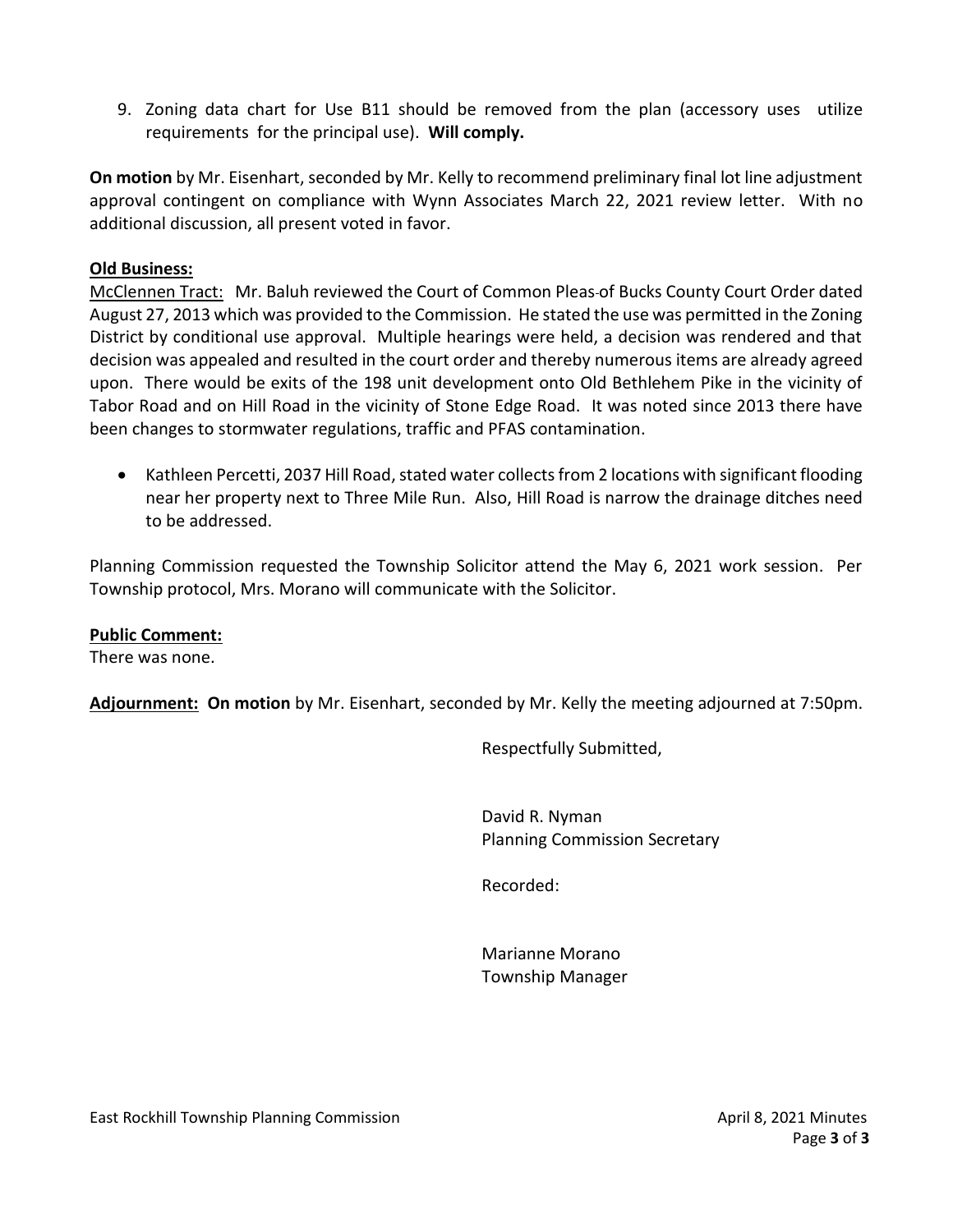9. Zoning data chart for Use B11 should be removed from the plan (accessory uses utilize requirements for the principal use). **Will comply.**

**On motion** by Mr. Eisenhart, seconded by Mr. Kelly to recommend preliminary final lot line adjustment approval contingent on compliance with Wynn Associates March 22, 2021 review letter. With no additional discussion, all present voted in favor.

**Old Business:**

McClennen Tract: Mr. Baluh reviewed the Court of Common Pleas of Bucks County Court Order dated August 27, 2013 which was provided to the Commission. He stated the use was permitted in the Zoning District by conditional use approval. Multiple hearings were held, a decision was rendered and that decision was appealed and resulted in the court order and thereby numerous items are already agreed upon. There would be exits of the 198 unit development onto Old Bethlehem Pike in the vicinity of Tabor Road and on Hill Road in the vicinity of Stone Edge Road. It was noted since 2013 there have been changes to stormwater regulations, traffic and PFAS contamination.

- Kathleen Percetti, 2037 Hill Road, stated water collects from 2 locations with significant flooding near her property next to Three Mile Run. Also, Hill Road is narrow the drainage ditches need to be addressed.

Planning Commission requested the Township Solicitor attend the May 6, 2021 work session. Per Township protocol, Mrs. Morano will communicate with the Solicitor.

**Public Comment:**

There was none.

**Adjournment: On motion** by Mr. Eisenhart, seconded by Mr. Kelly the meeting adjourned at 7:50pm.

Respectfully Submitted,

David R. Nyman
Planning Commission Secretary

Recorded:

Marianne Morano
Township Manager